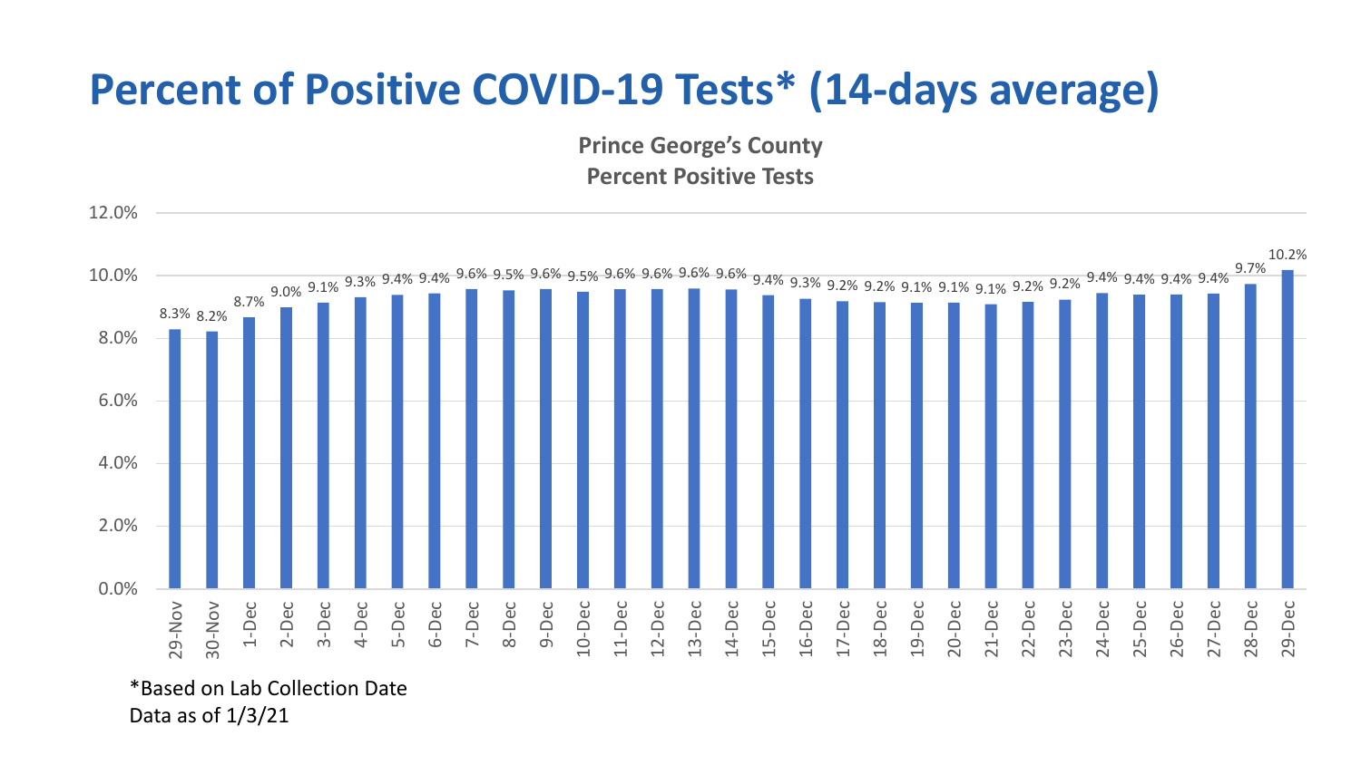# Percent of Positive COVID-19 Tests* (14-days average)

Prince George's County
Percent Positive Tests

12.0%
10.0%
8.0%
6.0%
4.0%
2.0%
0.0%

8.3% 8.2% 8.7% 9.0% 9.1% 9.3% 9.4% 9.4% 9.6% 9.5% 9.6% 9.5% 9.6% 9.6% 9.6% 9.6% 9.4% 9.3% 9.2% 9.2% 9.1% 9.1% 9.1% 9.2% 9.2% 9.4% 9.4% 9.4% 9.4% 9.7% 10.2%

29-Nov 30-Nov 1-Dec 2-Dec 3-Dec 4-Dec 5-Dec 6-Dec 7-Dec 8-Dec 9-Dec 10-Dec 11-Dec 12-Dec 13-Dec 14-Dec 15-Dec 16-Dec 17-Dec 18-Dec 19-Dec 20-Dec 21-Dec 22-Dec 23-Dec 24-Dec 25-Dec 26-Dec 27-Dec 28-Dec 29-Dec

*Based on Lab Collection Date
Data as of 1/3/21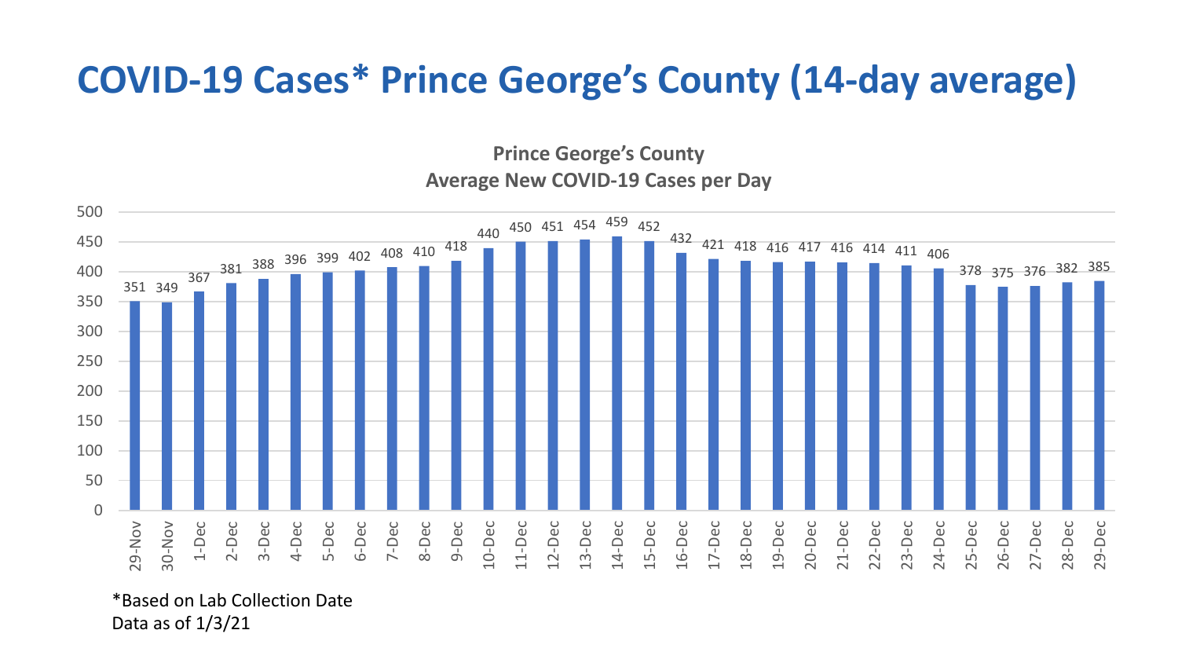# COVID-19 Cases* Prince George's County (14-day average)

Prince George's County
Average New COVID-19 Cases per Day

500
450
400
350
300
250
200
150
100
50
0

351 349 367 381 388 396 399 402 408 410 418 440 450 451 454 459 452 432 421 418 416 417 416 414 411 406 378 375 376 382 385

29-Nov 30-Nov 1-Dec 2-Dec 3-Dec 4-Dec 5-Dec 6-Dec 7-Dec 8-Dec 9-Dec 10-Dec 11-Dec 12-Dec 13-Dec 14-Dec 15-Dec 16-Dec 17-Dec 18-Dec 19-Dec 20-Dec 21-Dec 22-Dec 23-Dec 24-Dec 25-Dec 26-Dec 27-Dec 28-Dec 29-Dec

*Based on Lab Collection Date
Data as of 1/3/21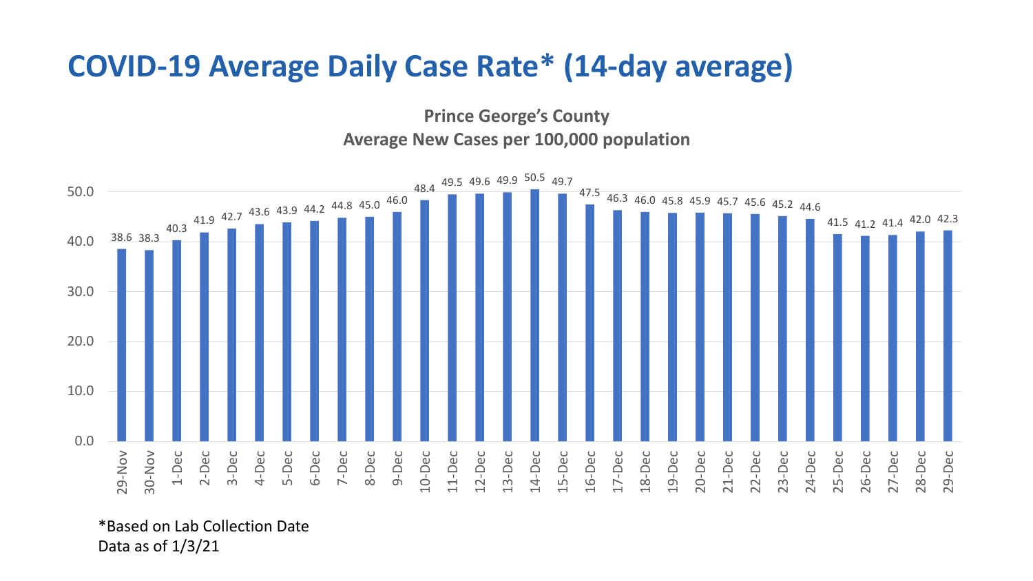# COVID-19 Average Daily Case Rate* (14-day average)

Prince George's County
Average New Cases per 100,000 population

50.0
40.0
30.0
20.0
10.0
0.0

38.6 38.3 40.3 41.9 42.7 43.6 43.9 44.2 44.8 45.0 46.0 48.4 49.5 49.6 49.9 50.5 49.7 47.5 46.3 46.0 45.8 45.9 45.7 45.6 45.2 44.6 41.5 41.2 41.4 42.0 42.3

29-Nov 30-Nov 1-Dec 2-Dec 3-Dec 4-Dec 5-Dec 6-Dec 7-Dec 8-Dec 9-Dec 10-Dec 11-Dec 12-Dec 13-Dec 14-Dec 15-Dec 16-Dec 17-Dec 18-Dec 19-Dec 20-Dec 21-Dec 22-Dec 23-Dec 24-Dec 25-Dec 26-Dec 27-Dec 28-Dec 29-Dec

*Based on Lab Collection Date
Data as of 1/3/21